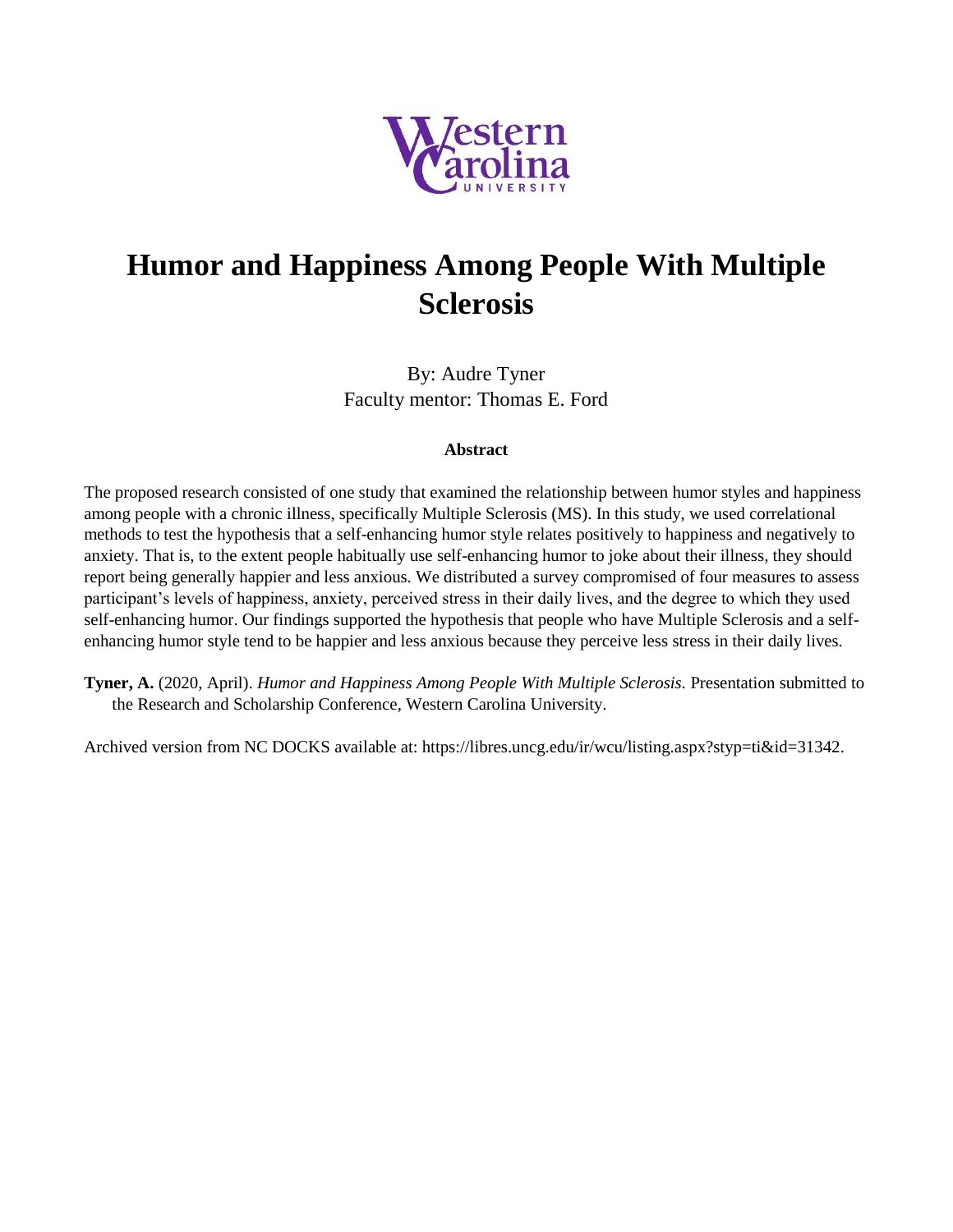Western Carolina UNIVERSITY

# Humor and Happiness Among People With Multiple Sclerosis

By: Audre Tyner
Faculty mentor: Thomas E. Ford

**Abstract**

The proposed research consisted of one study that examined the relationship between humor styles and happiness among people with a chronic illness, specifically Multiple Sclerosis (MS). In this study, we used correlational methods to test the hypothesis that a self-enhancing humor style relates positively to happiness and negatively to anxiety. That is, to the extent people habitually use self-enhancing humor to joke about their illness, they should report being generally happier and less anxious. We distributed a survey compromised of four measures to assess participant's levels of happiness, anxiety, perceived stress in their daily lives, and the degree to which they used self-enhancing humor. Our findings supported the hypothesis that people who have Multiple Sclerosis and a self-enhancing humor style tend to be happier and less anxious because they perceive less stress in their daily lives.

**Tyner, A.** (2020, April). *Humor and Happiness Among People With Multiple Sclerosis*. Presentation submitted to the Research and Scholarship Conference, Western Carolina University.

Archived version from NC DOCKS available at: https://libres.uncg.edu/ir/wcu/listing.aspx?styp=ti&id=31342.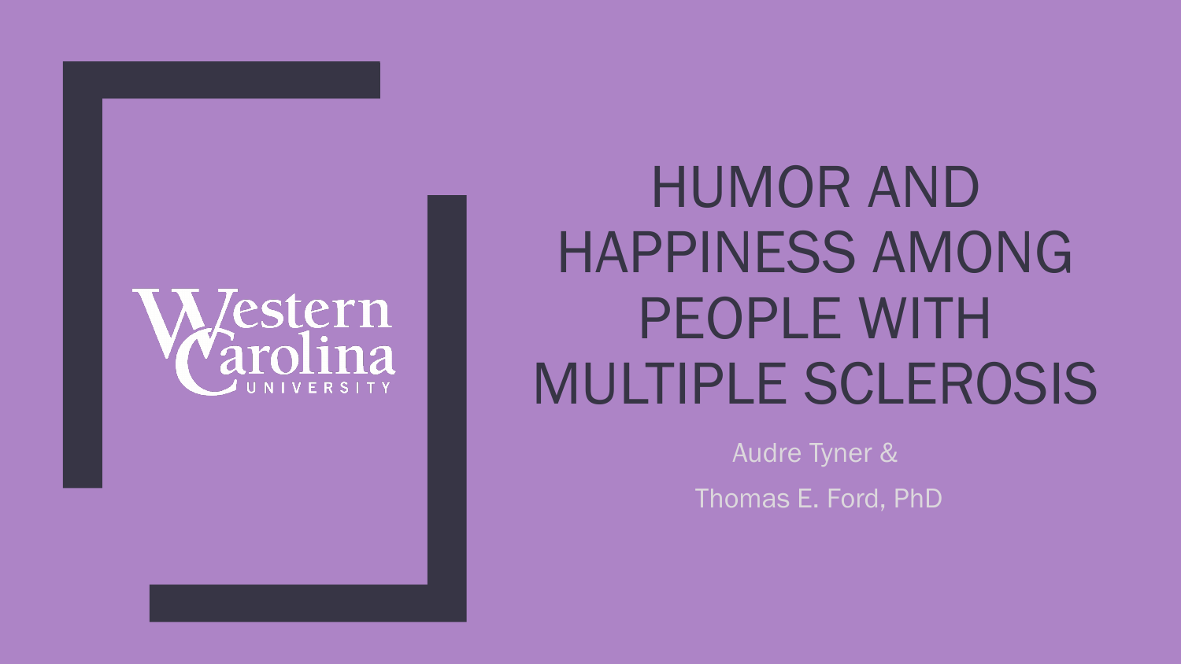# HUMOR AND HAPPINESS AMONG PEOPLE WITH MULTIPLE SCLEROSIS

Western Carolina University

Audre Tyner &

Thomas E. Ford, PhD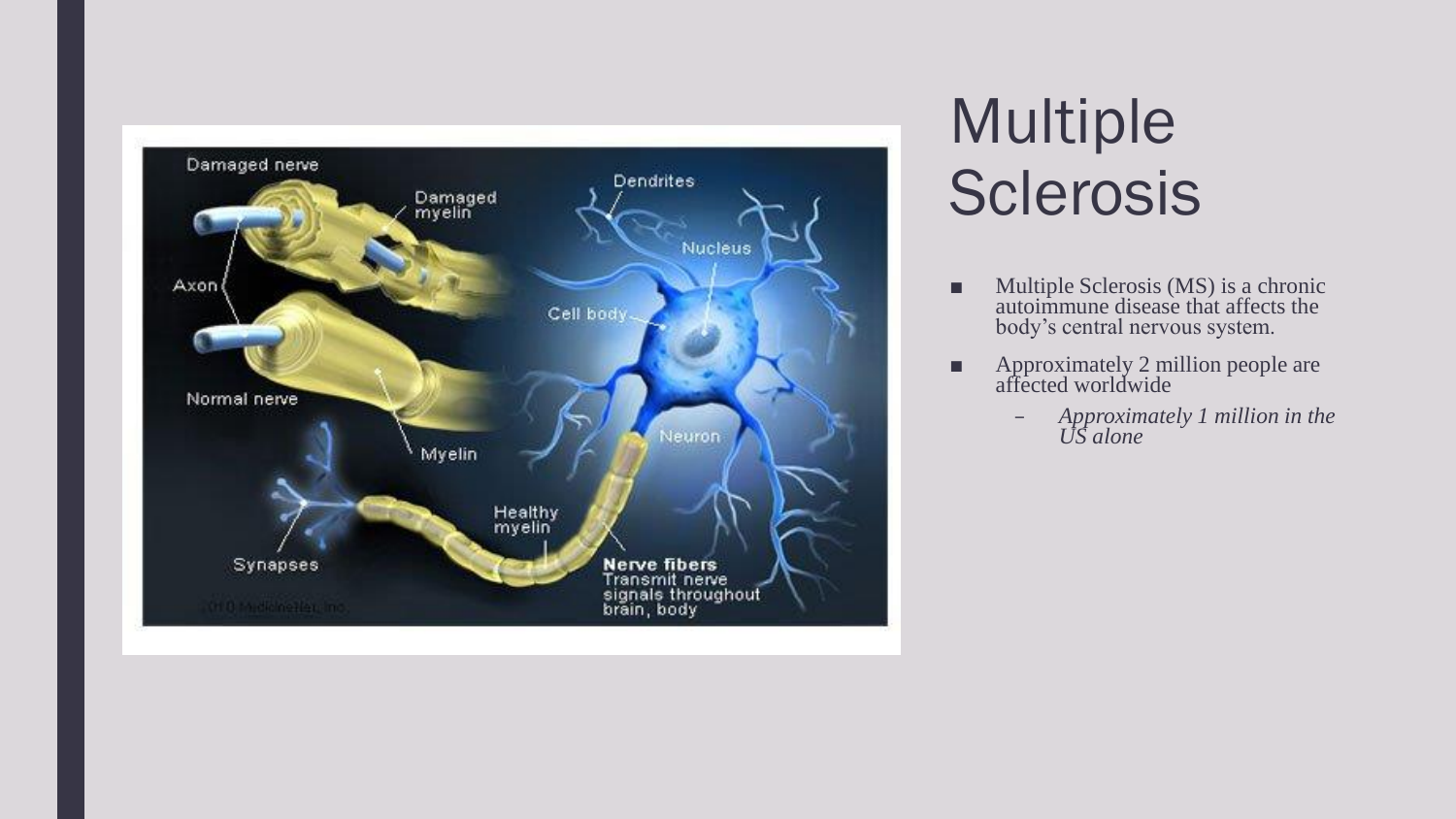# Multiple Sclerosis

- Multiple Sclerosis (MS) is a chronic autoimmune disease that affects the body's central nervous system.
- Approximately 2 million people are affected worldwide
  - *Approximately 1 million in the US alone*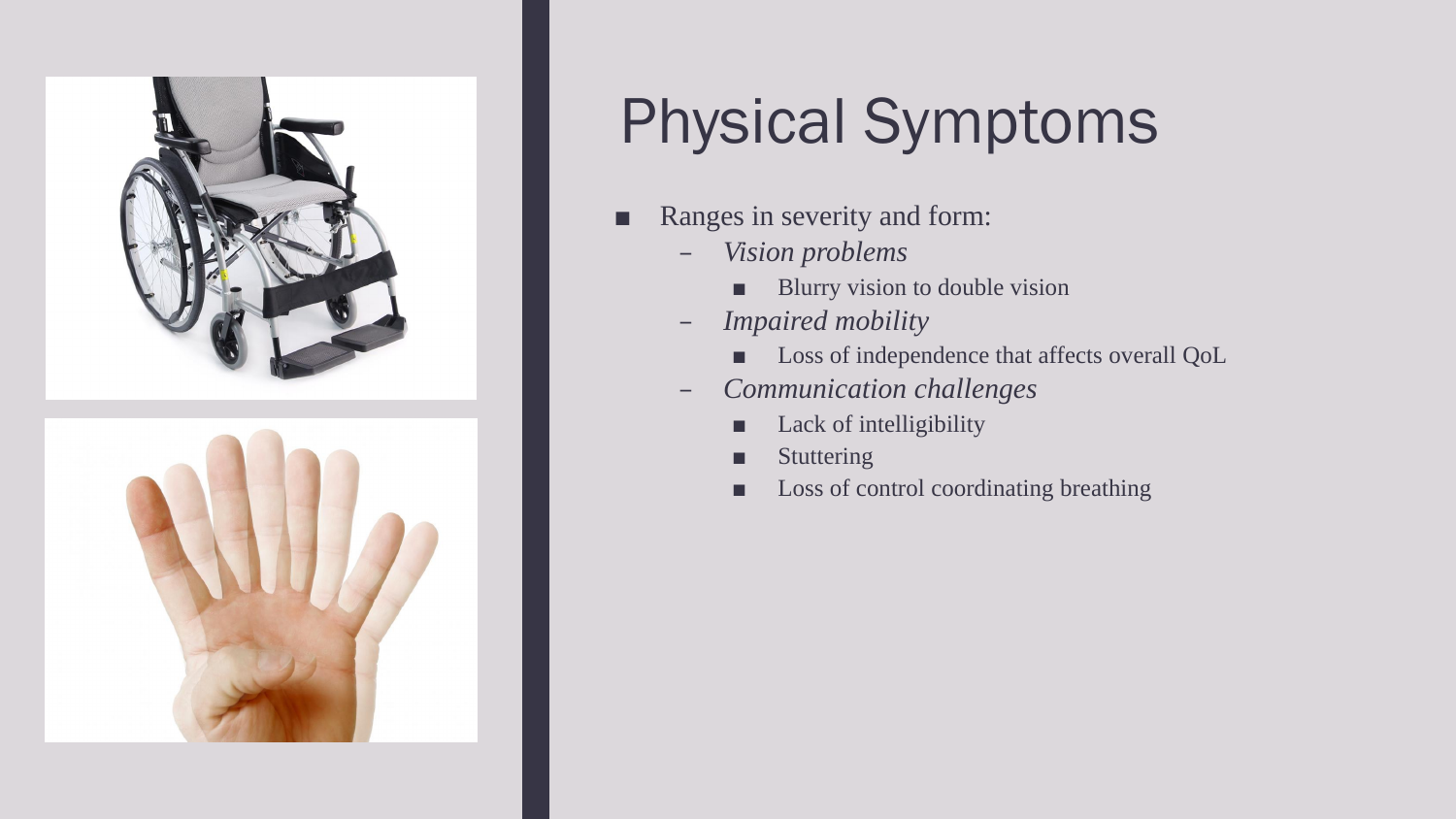# Physical Symptoms

- Ranges in severity and form:
  - *Vision problems*
    - Blurry vision to double vision
  - *Impaired mobility*
    - Loss of independence that affects overall QoL
  - *Communication challenges*
    - Lack of intelligibility
    - Stuttering
    - Loss of control coordinating breathing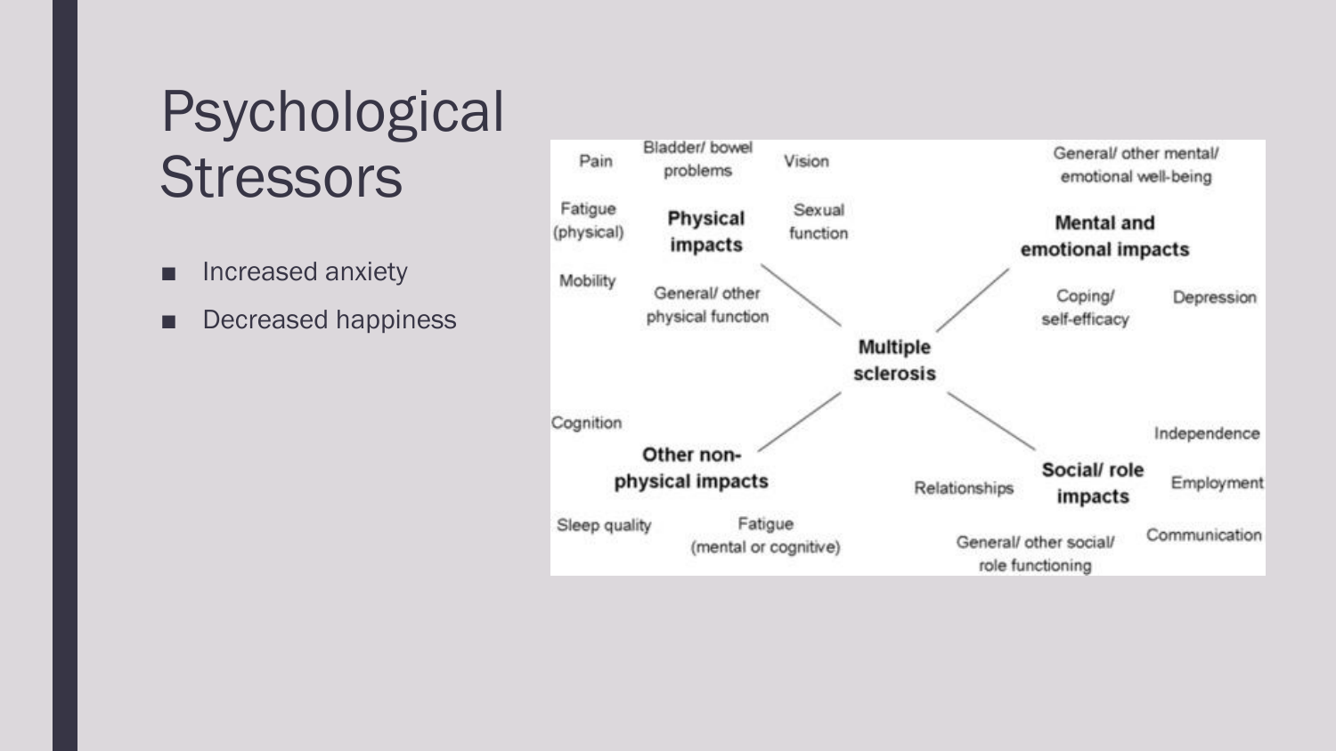# Psychological Stressors

- Increased anxiety
- Decreased happiness

**Multiple sclerosis**

**Physical impacts**
- Pain
- Bladder/ bowel problems
- Vision
- Fatigue (physical)
- Sexual function
- Mobility
- General/ other physical function

**Mental and emotional impacts**
- General/ other mental/ emotional well-being
- Coping/ self-efficacy
- Depression

**Other non-physical impacts**
- Cognition
- Sleep quality
- Fatigue (mental or cognitive)

**Social/ role impacts**
- Independence
- Relationships
- Employment
- General/ other social/ role functioning
- Communication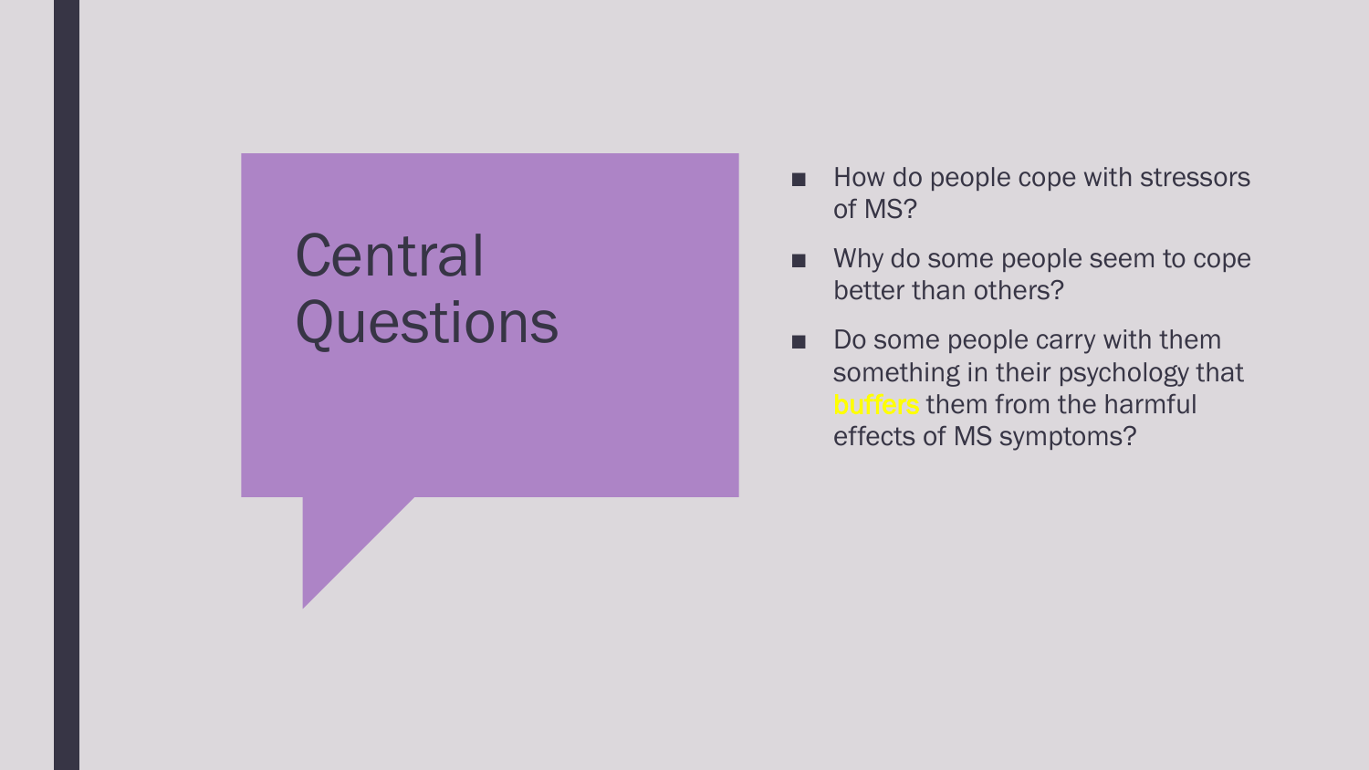# Central Questions

- How do people cope with stressors of MS?
- Why do some people seem to cope better than others?
- Do some people carry with them something in their psychology that buffers them from the harmful effects of MS symptoms?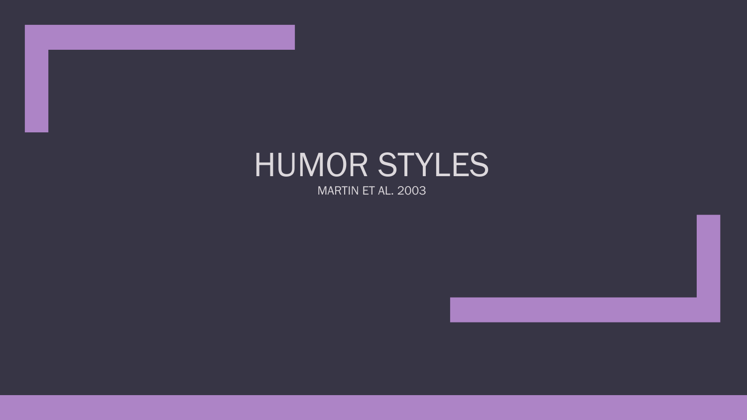# HUMOR STYLES

MARTIN ET AL. 2003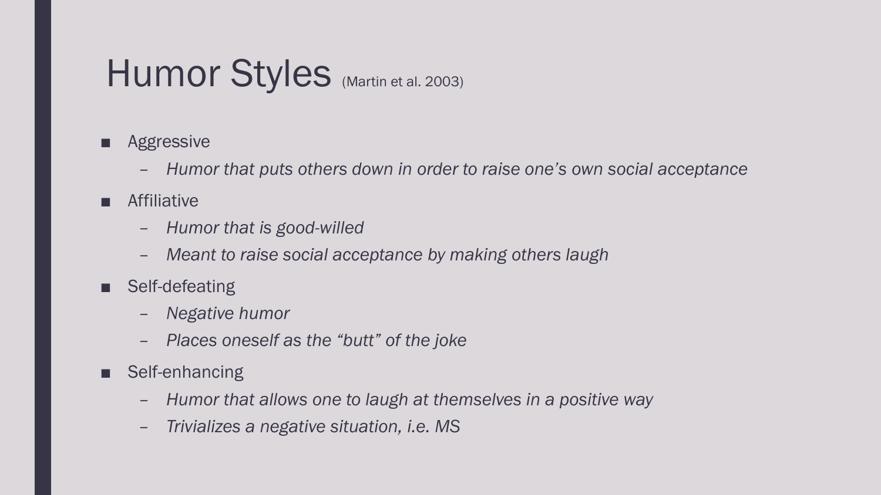# Humor Styles (Martin et al. 2003)

- Aggressive
  - *Humor that puts others down in order to raise one's own social acceptance*
- Affiliative
  - *Humor that is good-willed*
  - *Meant to raise social acceptance by making others laugh*
- Self-defeating
  - *Negative humor*
  - *Places oneself as the "butt" of the joke*
- Self-enhancing
  - *Humor that allows one to laugh at themselves in a positive way*
  - *Trivializes a negative situation, i.e. MS*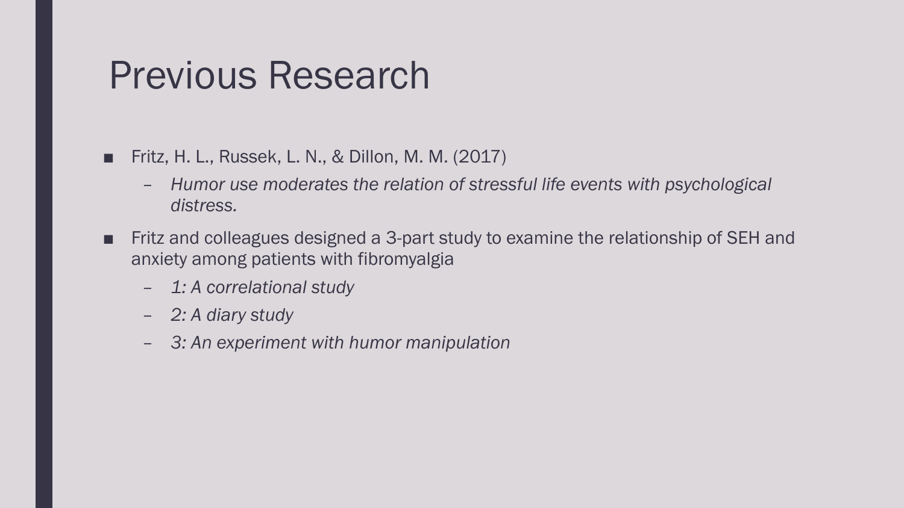# Previous Research

- Fritz, H. L., Russek, L. N., & Dillon, M. M. (2017)
  - *Humor use moderates the relation of stressful life events with psychological distress.*
- Fritz and colleagues designed a 3-part study to examine the relationship of SEH and anxiety among patients with fibromyalgia
  - *1: A correlational study*
  - *2: A diary study*
  - *3: An experiment with humor manipulation*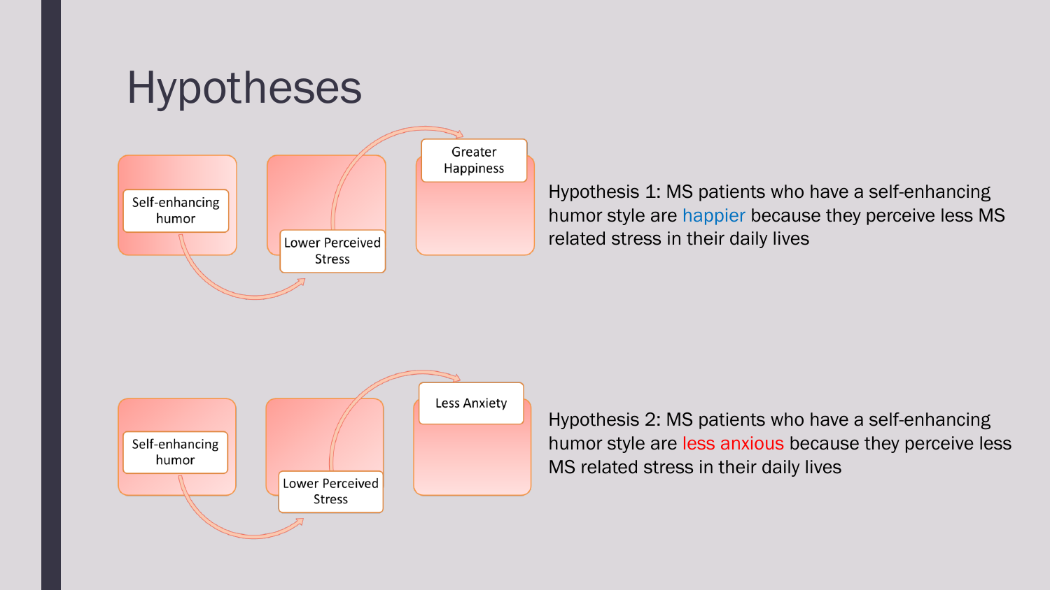# Hypotheses

Self-enhancing humor → Lower Perceived Stress → Greater Happiness

Hypothesis 1: MS patients who have a self-enhancing humor style are happier because they perceive less MS related stress in their daily lives

Self-enhancing humor → Lower Perceived Stress → Less Anxiety

Hypothesis 2: MS patients who have a self-enhancing humor style are less anxious because they perceive less MS related stress in their daily lives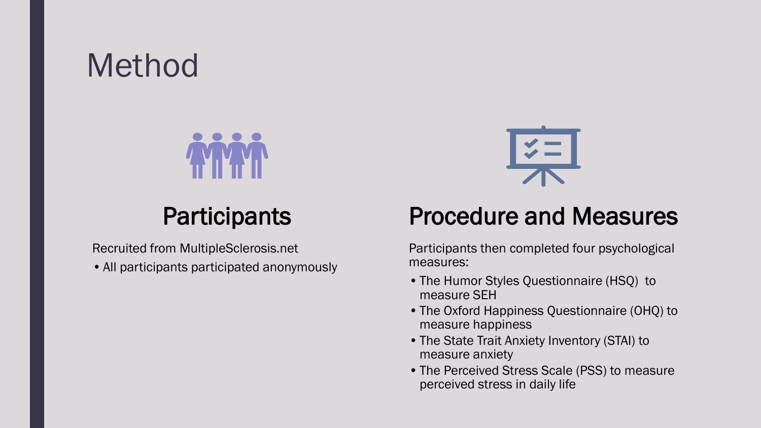# Method

## Participants

Recruited from MultipleSclerosis.net

- All participants participated anonymously

## Procedure and Measures

Participants then completed four psychological measures:

- The Humor Styles Questionnaire (HSQ) to measure SEH
- The Oxford Happiness Questionnaire (OHQ) to measure happiness
- The State Trait Anxiety Inventory (STAI) to measure anxiety
- The Perceived Stress Scale (PSS) to measure perceived stress in daily life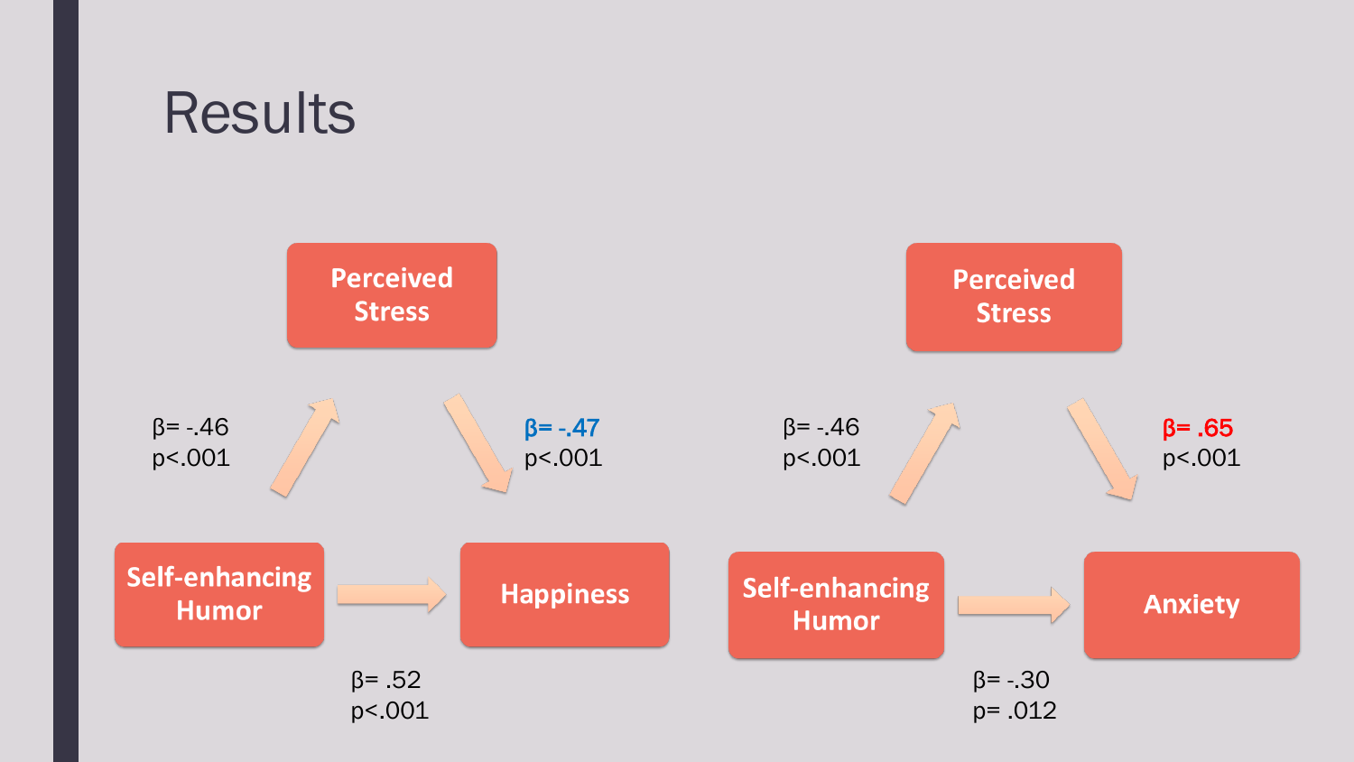# Results

**Perceived Stress**

$\beta = -.46$
$p < .001$

$\beta = -.47$
$p < .001$

**Self-enhancing Humor**

**Happiness**

$\beta = .52$
$p < .001$

**Perceived Stress**

$\beta = -.46$
$p < .001$

$\beta = .65$
$p < .001$

**Self-enhancing Humor**

**Anxiety**

$\beta = -.30$
$p = .012$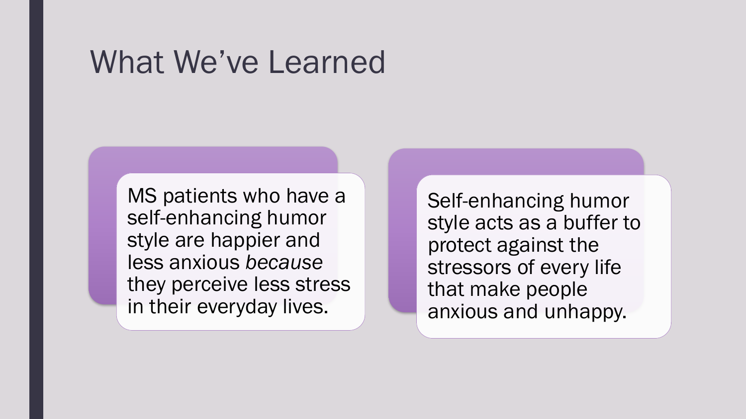# What We've Learned

MS patients who have a self-enhancing humor style are happier and less anxious *because* they perceive less stress in their everyday lives.

Self-enhancing humor style acts as a buffer to protect against the stressors of every life that make people anxious and unhappy.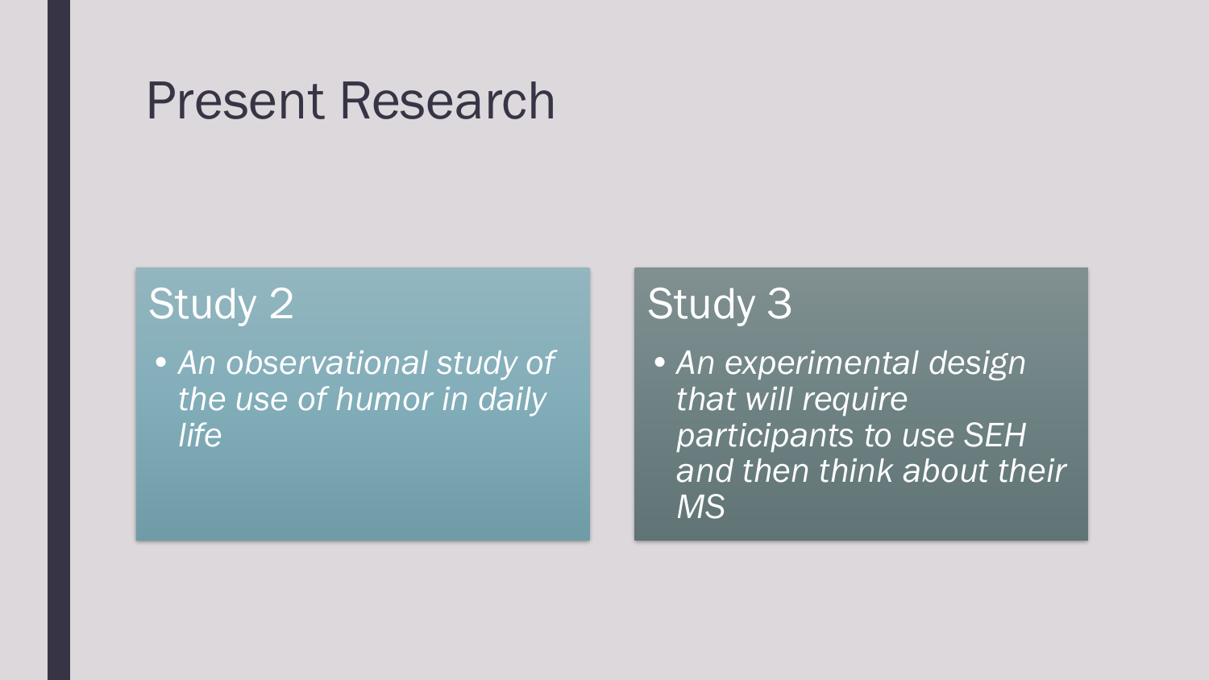# Present Research

## Study 2

- *An observational study of the use of humor in daily life*

## Study 3

- *An experimental design that will require participants to use SEH and then think about their MS*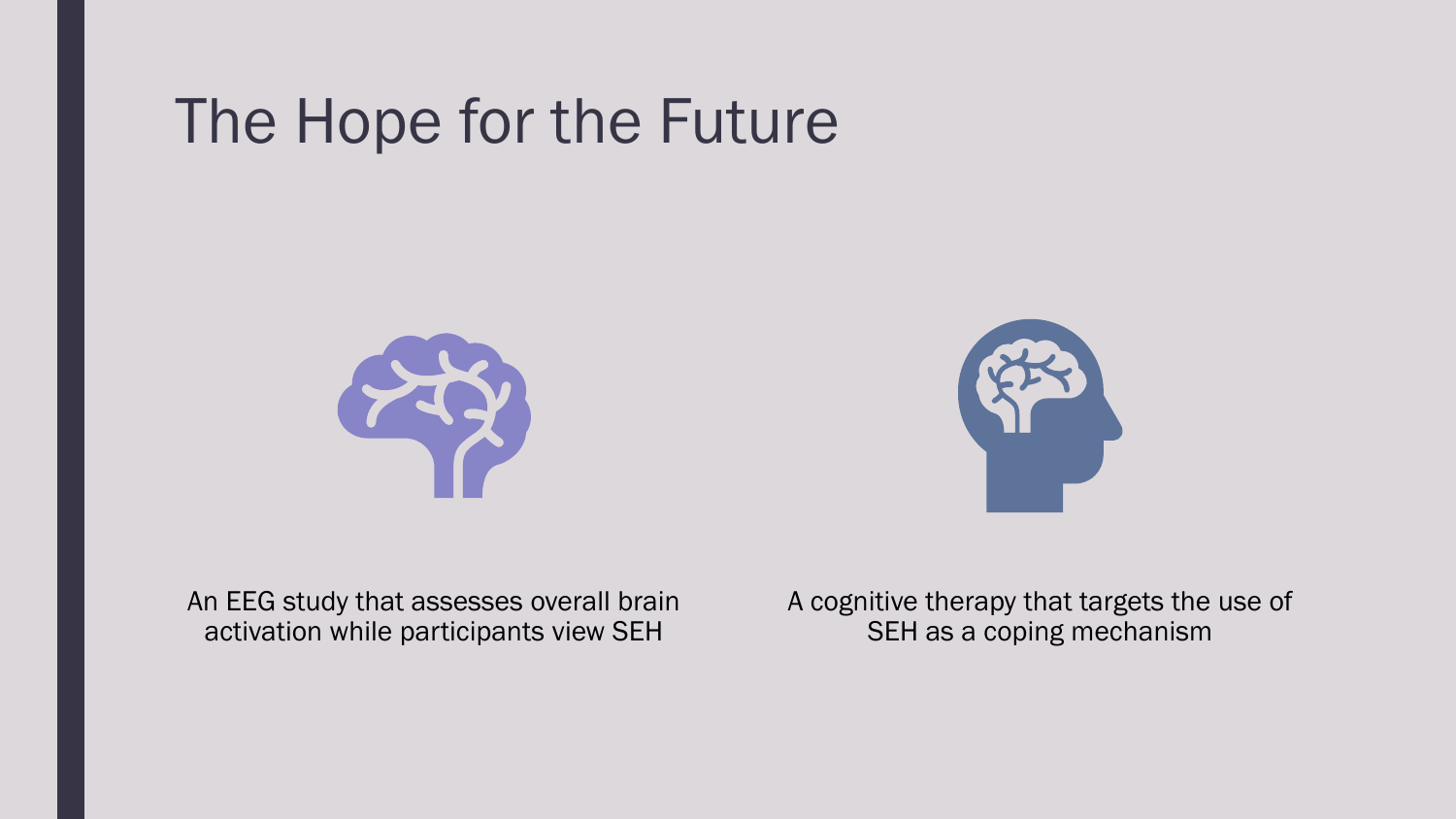# The Hope for the Future

An EEG study that assesses overall brain activation while participants view SEH

A cognitive therapy that targets the use of SEH as a coping mechanism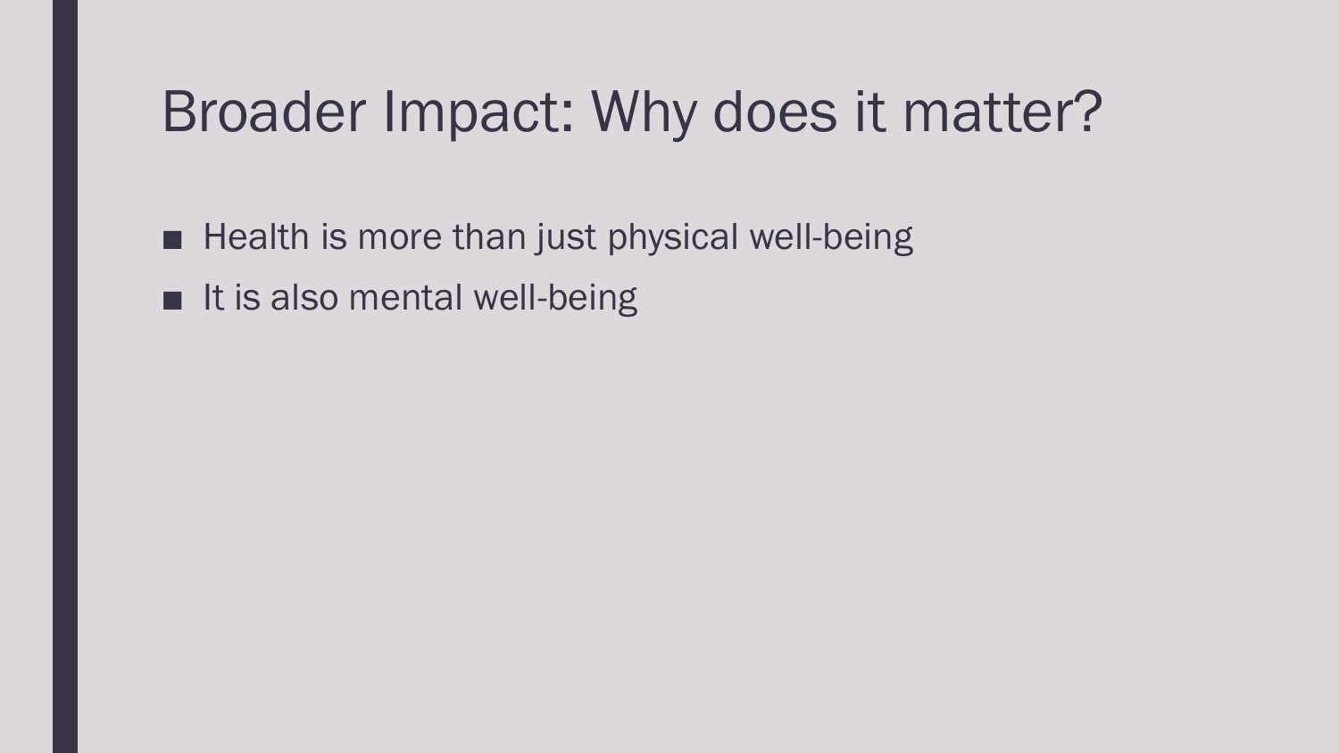# Broader Impact: Why does it matter?

- Health is more than just physical well-being
- It is also mental well-being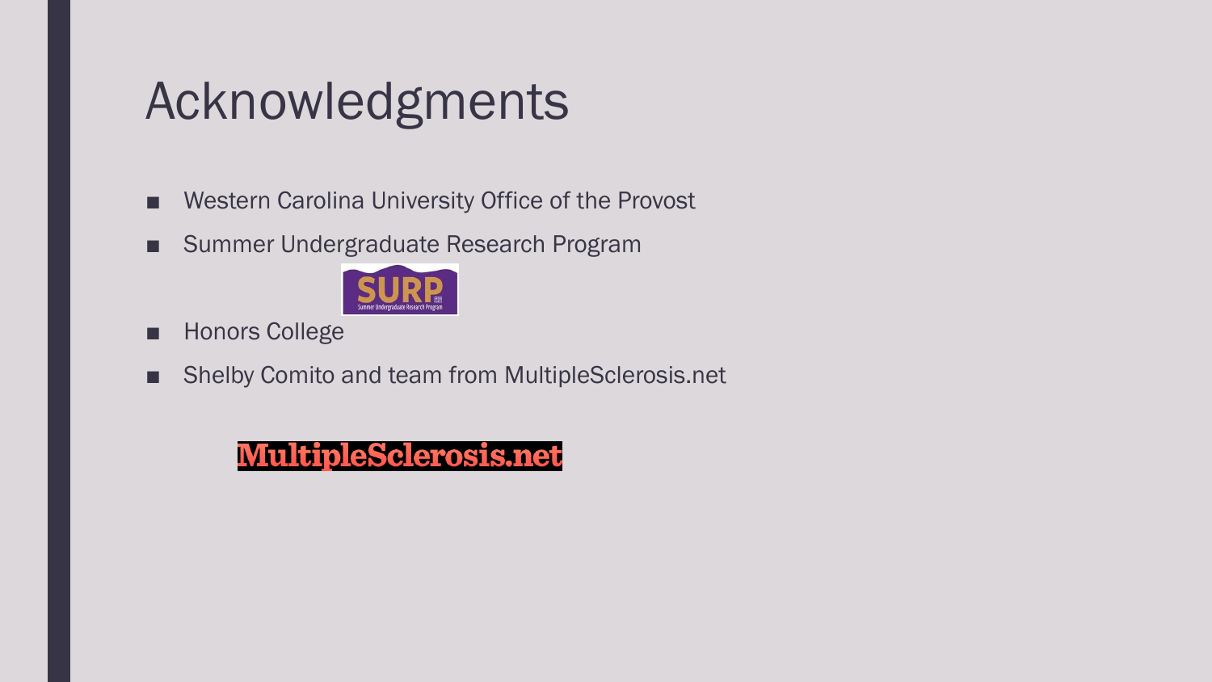# Acknowledgments

- Western Carolina University Office of the Provost
- Summer Undergraduate Research Program
- Honors College
- Shelby Comito and team from MultipleSclerosis.net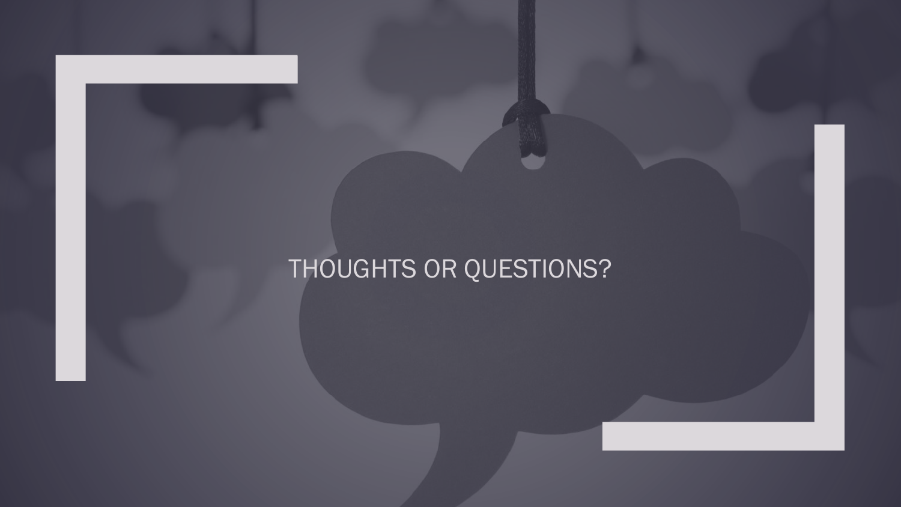# THOUGHTS OR QUESTIONS?